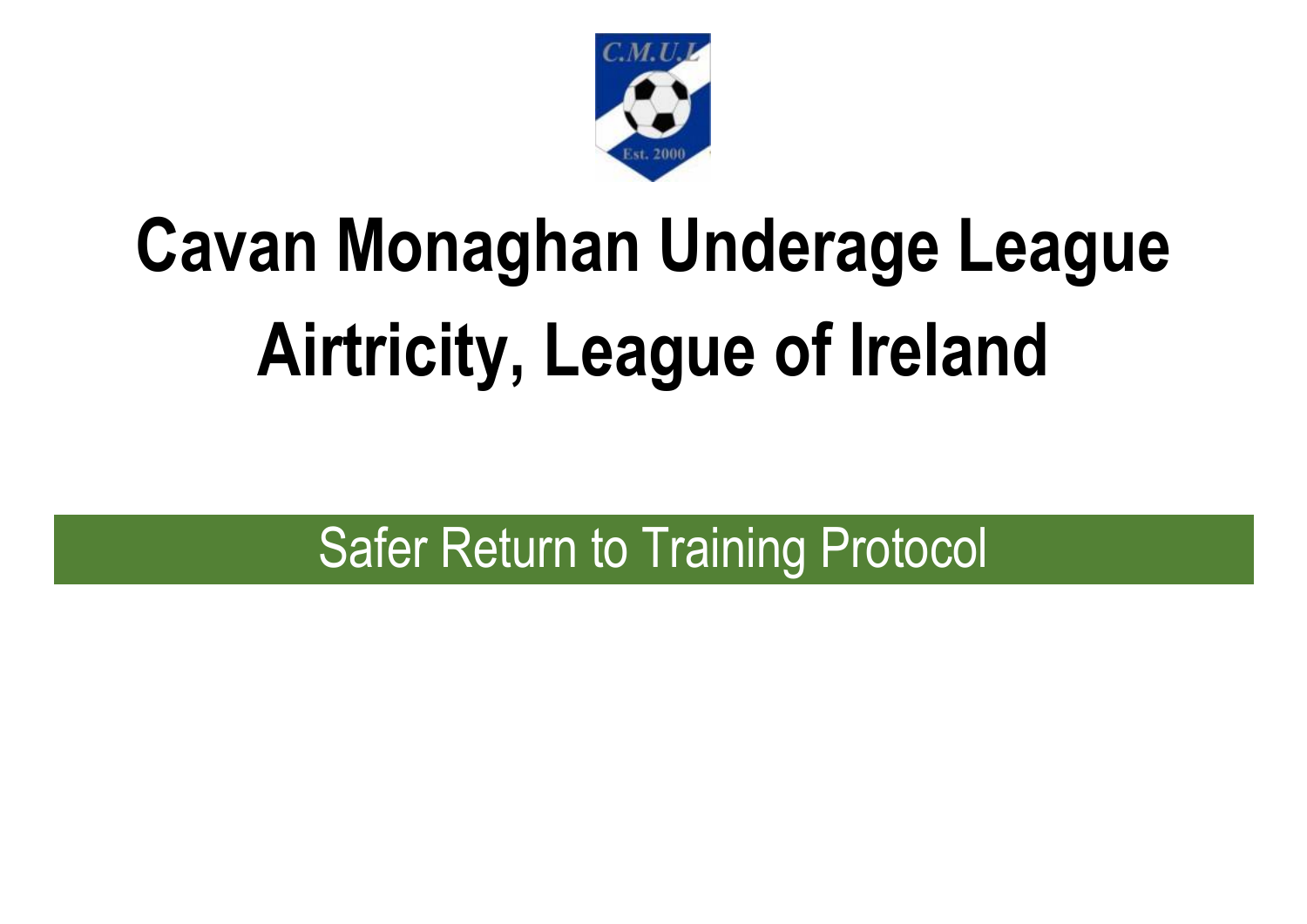# Cavan Monaghan Underage League

# Airtricity, League of Ireland

## Safer Return to Training Protocol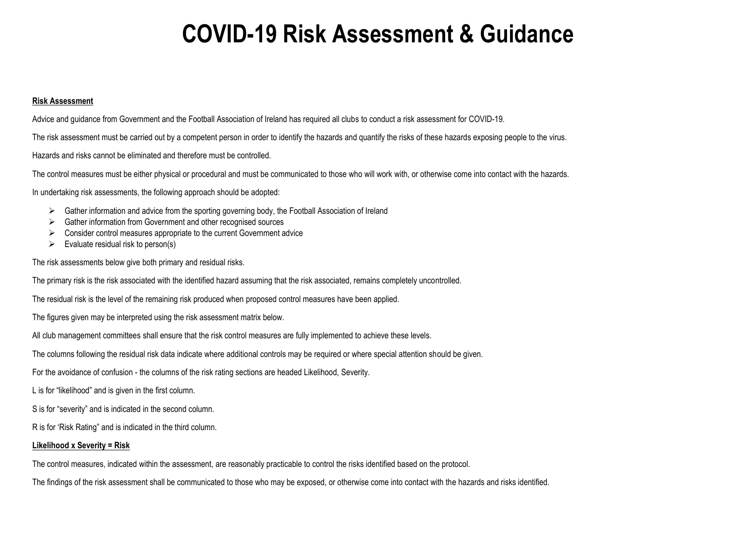# COVID-19 Risk Assessment & Guidance

**Risk Assessment**

Advice and guidance from Government and the Football Association of Ireland has required all clubs to conduct a risk assessment for COVID-19.

The risk assessment must be carried out by a competent person in order to identify the hazards and quantify the risks of these hazards exposing people to the virus.

Hazards and risks cannot be eliminated and therefore must be controlled.

The control measures must be either physical or procedural and must be communicated to those who will work with, or otherwise come into contact with the hazards.

In undertaking risk assessments, the following approach should be adopted:

- Gather information and advice from the sporting governing body, the Football Association of Ireland
- Gather information from Government and other recognised sources
- Consider control measures appropriate to the current Government advice
- Evaluate residual risk to person(s)

The risk assessments below give both primary and residual risks.

The primary risk is the risk associated with the identified hazard assuming that the risk associated, remains completely uncontrolled.

The residual risk is the level of the remaining risk produced when proposed control measures have been applied.

The figures given may be interpreted using the risk assessment matrix below.

All club management committees shall ensure that the risk control measures are fully implemented to achieve these levels.

The columns following the residual risk data indicate where additional controls may be required or where special attention should be given.

For the avoidance of confusion - the columns of the risk rating sections are headed Likelihood, Severity.

L is for "likelihood" and is given in the first column.

S is for "severity" and is indicated in the second column.

R is for 'Risk Rating" and is indicated in the third column.

**Likelihood x Severity = Risk**

The control measures, indicated within the assessment, are reasonably practicable to control the risks identified based on the protocol.

The findings of the risk assessment shall be communicated to those who may be exposed, or otherwise come into contact with the hazards and risks identified.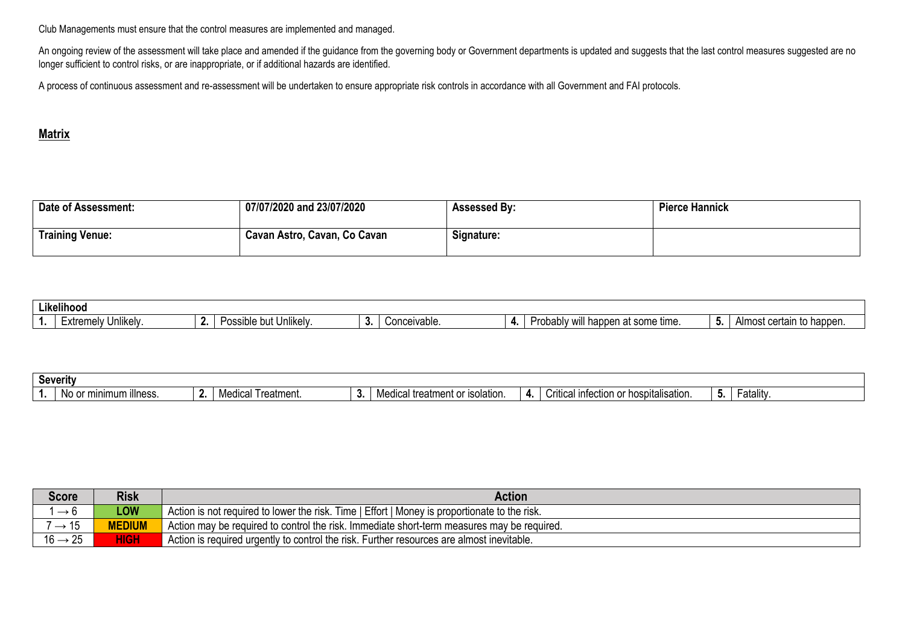Club Managements must ensure that the control measures are implemented and managed.

An ongoing review of the assessment will take place and amended if the guidance from the governing body or Government departments is updated and suggests that the last control measures suggested are no longer sufficient to control risks, or are inappropriate, or if additional hazards are identified.

A process of continuous assessment and re-assessment will be undertaken to ensure appropriate risk controls in accordance with all Government and FAI protocols.

**Matrix**

| **Date of Assessment:** | **07/07/2020 and 23/07/2020** | **Assessed By:** | **Pierce Hannick** |
|---|---|---|---|
| **Training Venue:** | **Cavan Astro, Cavan, Co Cavan** | **Signature:** | |

| **Likelihood** | | | | | | | | | |
|---|---|---|---|---|---|---|---|---|---|
| **1.** | Extremely Unlikely. | **2.** | Possible but Unlikely. | **3.** | Conceivable. | **4.** | Probably will happen at some time. | **5.** | Almost certain to happen. |

| **Severity** | | | | | | | | | |
|---|---|---|---|---|---|---|---|---|---|
| **1.** | No or minimum illness. | **2.** | Medical Treatment. | **3.** | Medical treatment or isolation. | **4.** | Critical infection or hospitalisation. | **5.** | Fatality. |

| Score | Risk | Action |
|---|---|---|
| 1 → 6 | **LOW** | Action is not required to lower the risk. Time \| Effort \| Money is proportionate to the risk. |
| 7 → 15 | **MEDIUM** | Action may be required to control the risk. Immediate short-term measures may be required. |
| 16 → 25 | **HIGH** | Action is required urgently to control the risk. Further resources are almost inevitable. |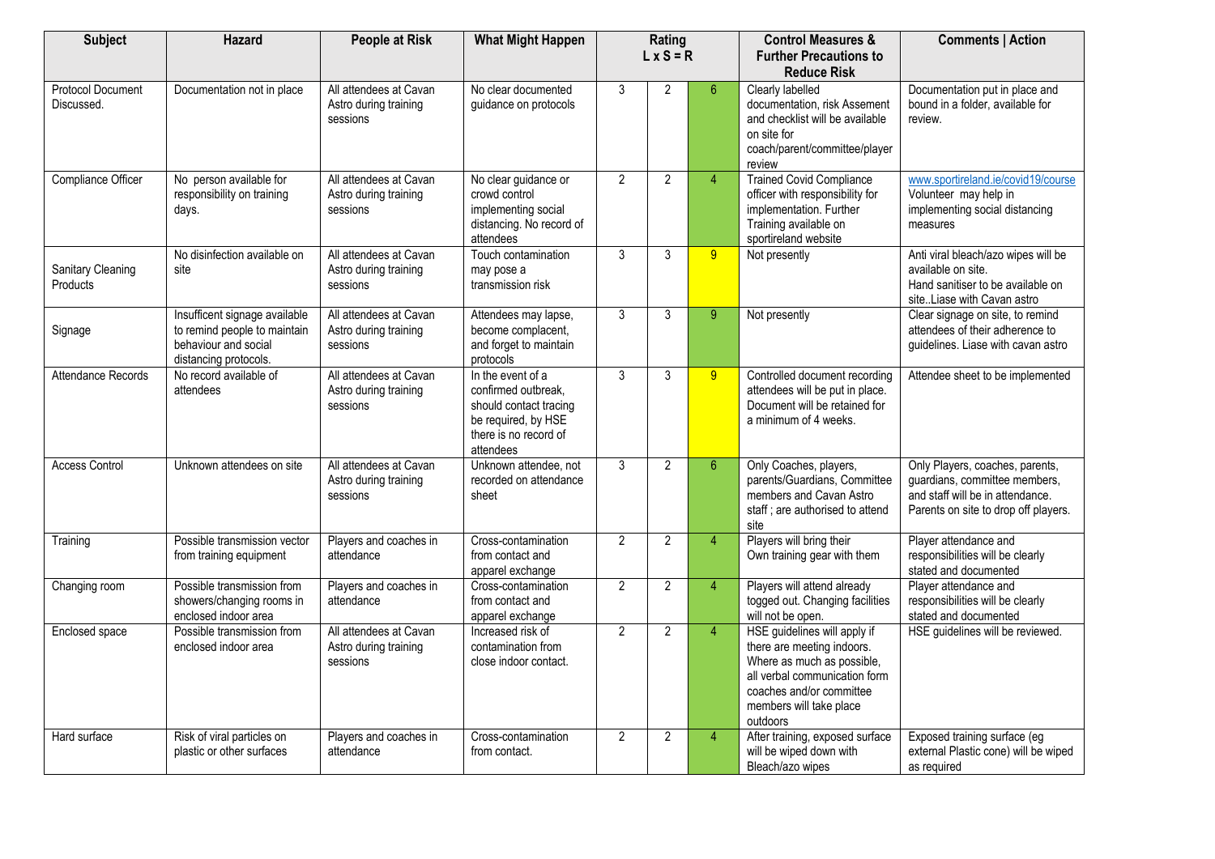| Subject | Hazard | People at Risk | What Might Happen | Rating L x S = R | | | Control Measures & Further Precautions to Reduce Risk | Comments \| Action |
|---|---|---|---|---|---|---|---|---|
| Protocol Document Discussed. | Documentation not in place | All attendees at Cavan Astro during training sessions | No clear documented guidance on protocols | 3 | 2 | 6 | Clearly labelled documentation, risk Assement and checklist will be available on site for coach/parent/committee/player review | Documentation put in place and bound in a folder, available for review. |
| Compliance Officer | No person available for responsibility on training days. | All attendees at Cavan Astro during training sessions | No clear guidance or crowd control implementing social distancing. No record of attendees | 2 | 2 | 4 | Trained Covid Compliance officer with responsibility for implementation. Further Training available on sportireland website | www.sportireland.ie/covid19/course Volunteer may help in implementing social distancing measures |
| Sanitary Cleaning Products | No disinfection available on site | All attendees at Cavan Astro during training sessions | Touch contamination may pose a transmission risk | 3 | 3 | 9 | Not presently | Anti viral bleach/azo wipes will be available on site. Hand sanitiser to be available on site..Liase with Cavan astro |
| Signage | Insuffcient signage available to remind people to maintain behaviour and social distancing protocols. | All attendees at Cavan Astro during training sessions | Attendees may lapse, become complacent, and forget to maintain protocols | 3 | 3 | 9 | Not presently | Clear signage on site, to remind attendees of their adherence to guidelines. Liase with cavan astro |
| Attendance Records | No record available of attendees | All attendees at Cavan Astro during training sessions | In the event of a confirmed outbreak, should contact tracing be required, by HSE there is no record of attendees | 3 | 3 | 9 | Controlled document recording attendees will be put in place. Document will be retained for a minimum of 4 weeks. | Attendee sheet to be implemented |
| Access Control | Unknown attendees on site | All attendees at Cavan Astro during training sessions | Unknown attendee, not recorded on attendance sheet | 3 | 2 | 6 | Only Coaches, players, parents/Guardians, Committee members and Cavan Astro staff ; are authorised to attend site | Only Players, coaches, parents, guardians, committee members, and staff will be in attendance. Parents on site to drop off players. |
| Training | Possible transmission vector from training equipment | Players and coaches in attendance | Cross-contamination from contact and apparel exchange | 2 | 2 | 4 | Players will bring their Own training gear with them | Player attendance and responsibilities will be clearly stated and documented |
| Changing room | Possible transmission from showers/changing rooms in enclosed indoor area | Players and coaches in attendance | Cross-contamination from contact and apparel exchange | 2 | 2 | 4 | Players will attend already togged out. Changing facilities will not be open. | Player attendance and responsibilities will be clearly stated and documented |
| Enclosed space | Possible transmission from enclosed indoor area | All attendees at Cavan Astro during training sessions | Increased risk of contamination from close indoor contact. | 2 | 2 | 4 | HSE guidelines will apply if there are meeting indoors. Where as much as possible, all verbal communication form coaches and/or committee members will take place outdoors | HSE guidelines will be reviewed. |
| Hard surface | Risk of viral particles on plastic or other surfaces | Players and coaches in attendance | Cross-contamination from contact. | 2 | 2 | 4 | After training, exposed surface will be wiped down with Bleach/azo wipes | Exposed training surface (eg external Plastic cone) will be wiped as required |